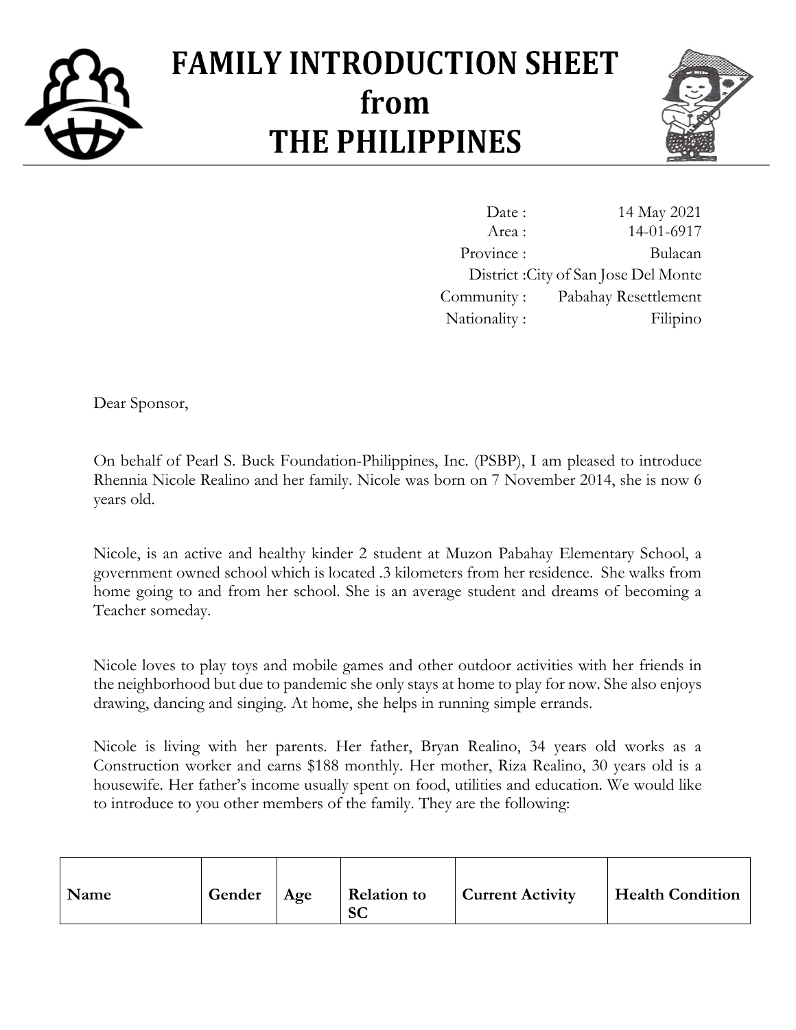# FAMILY INTRODUCTION SHEET from THE PHILIPPINES

Date : 14 May 2021
Area : 14-01-6917
Province : Bulacan
District : City of San Jose Del Monte
Community : Pabahay Resettlement
Nationality : Filipino

Dear Sponsor,

On behalf of Pearl S. Buck Foundation-Philippines, Inc. (PSBP), I am pleased to introduce Rhennia Nicole Realino and her family. Nicole was born on 7 November 2014, she is now 6 years old.

Nicole, is an active and healthy kinder 2 student at Muzon Pabahay Elementary School, a government owned school which is located .3 kilometers from her residence. She walks from home going to and from her school. She is an average student and dreams of becoming a Teacher someday.

Nicole loves to play toys and mobile games and other outdoor activities with her friends in the neighborhood but due to pandemic she only stays at home to play for now. She also enjoys drawing, dancing and singing. At home, she helps in running simple errands.

Nicole is living with her parents. Her father, Bryan Realino, 34 years old works as a Construction worker and earns $188 monthly. Her mother, Riza Realino, 30 years old is a housewife. Her father's income usually spent on food, utilities and education. We would like to introduce to you other members of the family. They are the following:

| Name | Gender | Age | Relation to SC | Current Activity | Health Condition |
|---|---|---|---|---|---|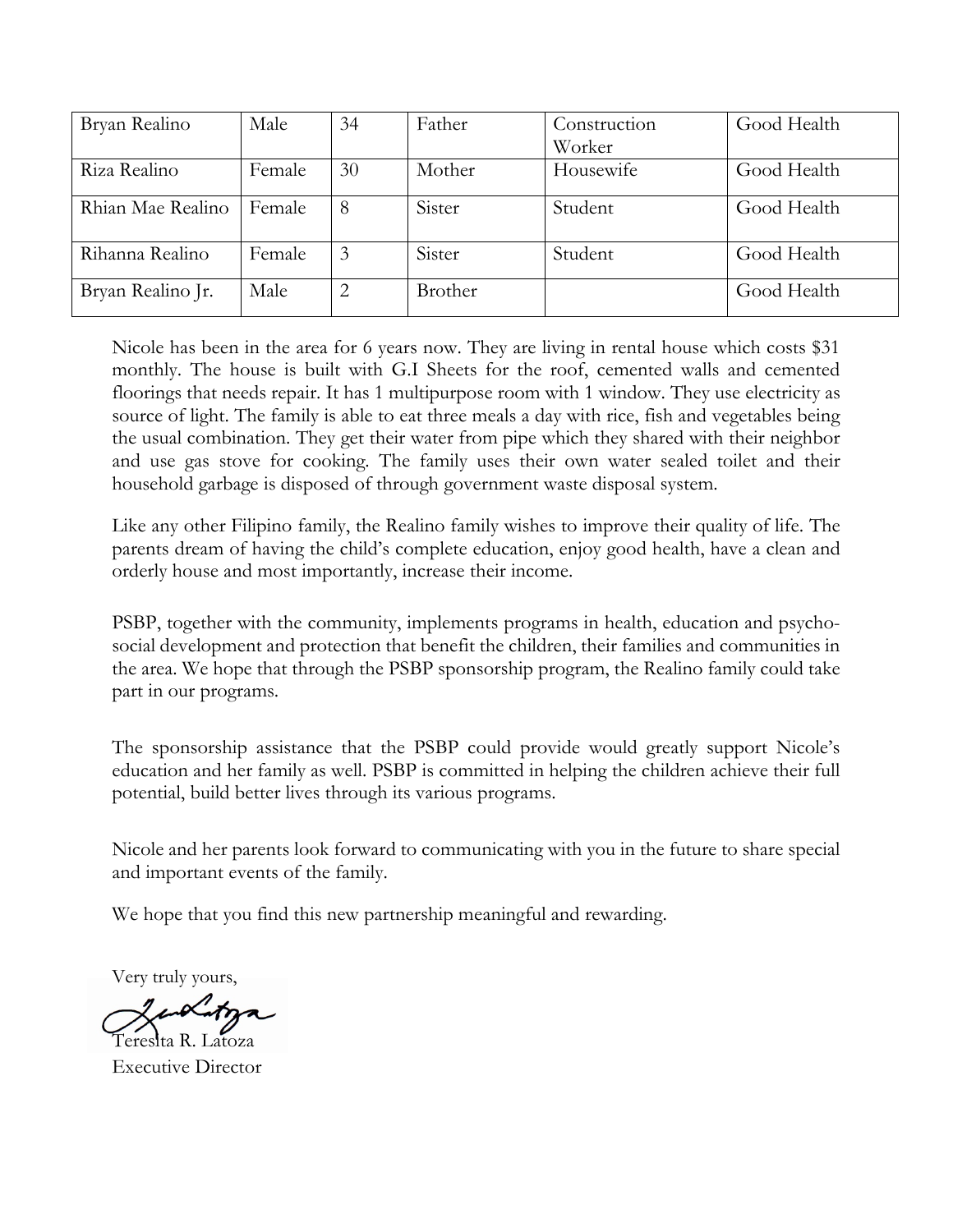| Bryan Realino | Male | 34 | Father | Construction Worker | Good Health |
|---|---|---|---|---|---|
| Riza Realino | Female | 30 | Mother | Housewife | Good Health |
| Rhian Mae Realino | Female | 8 | Sister | Student | Good Health |
| Rihanna Realino | Female | 3 | Sister | Student | Good Health |
| Bryan Realino Jr. | Male | 2 | Brother | | Good Health |

Nicole has been in the area for 6 years now. They are living in rental house which costs $31 monthly. The house is built with G.I Sheets for the roof, cemented walls and cemented floorings that needs repair. It has 1 multipurpose room with 1 window. They use electricity as source of light. The family is able to eat three meals a day with rice, fish and vegetables being the usual combination. They get their water from pipe which they shared with their neighbor and use gas stove for cooking. The family uses their own water sealed toilet and their household garbage is disposed of through government waste disposal system.

Like any other Filipino family, the Realino family wishes to improve their quality of life. The parents dream of having the child's complete education, enjoy good health, have a clean and orderly house and most importantly, increase their income.

PSBP, together with the community, implements programs in health, education and psycho-social development and protection that benefit the children, their families and communities in the area. We hope that through the PSBP sponsorship program, the Realino family could take part in our programs.

The sponsorship assistance that the PSBP could provide would greatly support Nicole's education and her family as well. PSBP is committed in helping the children achieve their full potential, build better lives through its various programs.

Nicole and her parents look forward to communicating with you in the future to share special and important events of the family.

We hope that you find this new partnership meaningful and rewarding.

Very truly yours,

Teresita R. Latoza
Executive Director